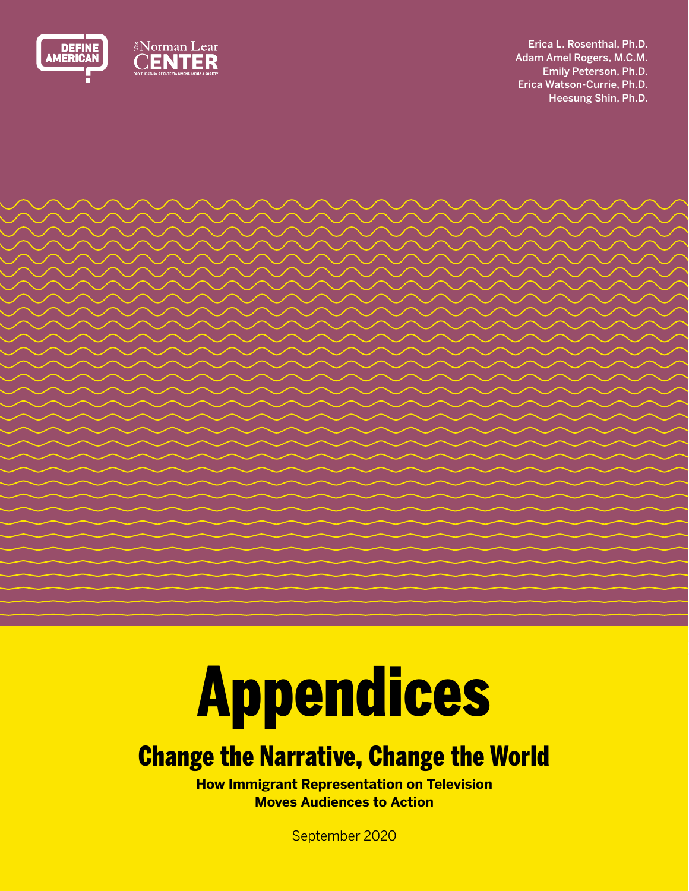DEFINE AMERICAN

The Norman Lear CENTER

FOR THE STUDY OF ENTERTAINMENT, MEDIA & SOCIETY

Erica L. Rosenthal, Ph.D.
Adam Amel Rogers, M.C.M.
Emily Peterson, Ph.D.
Erica Watson-Currie, Ph.D.
Heesung Shin, Ph.D.

# Appendices

## Change the Narrative, Change the World

**How Immigrant Representation on Television Moves Audiences to Action**

September 2020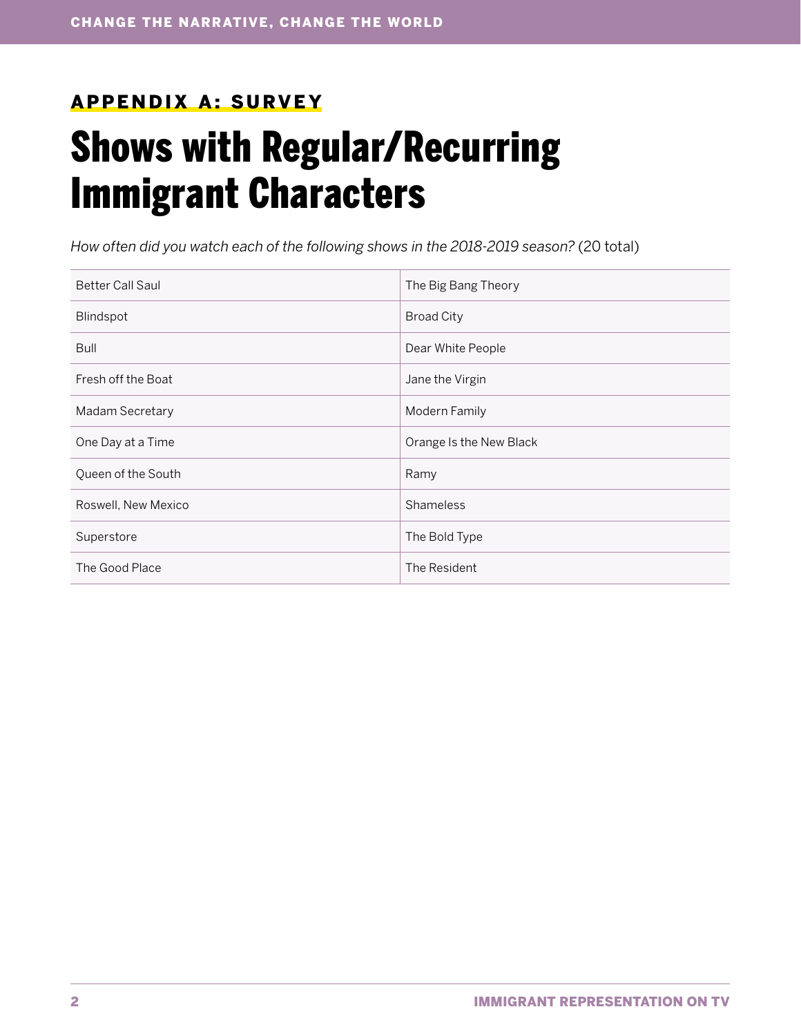## APPENDIX A: SURVEY

# Shows with Regular/Recurring Immigrant Characters

*How often did you watch each of the following shows in the 2018-2019 season?* (20 total)

| | |
|---|---|
| Better Call Saul | The Big Bang Theory |
| Blindspot | Broad City |
| Bull | Dear White People |
| Fresh off the Boat | Jane the Virgin |
| Madam Secretary | Modern Family |
| One Day at a Time | Orange Is the New Black |
| Queen of the South | Ramy |
| Roswell, New Mexico | Shameless |
| Superstore | The Bold Type |
| The Good Place | The Resident |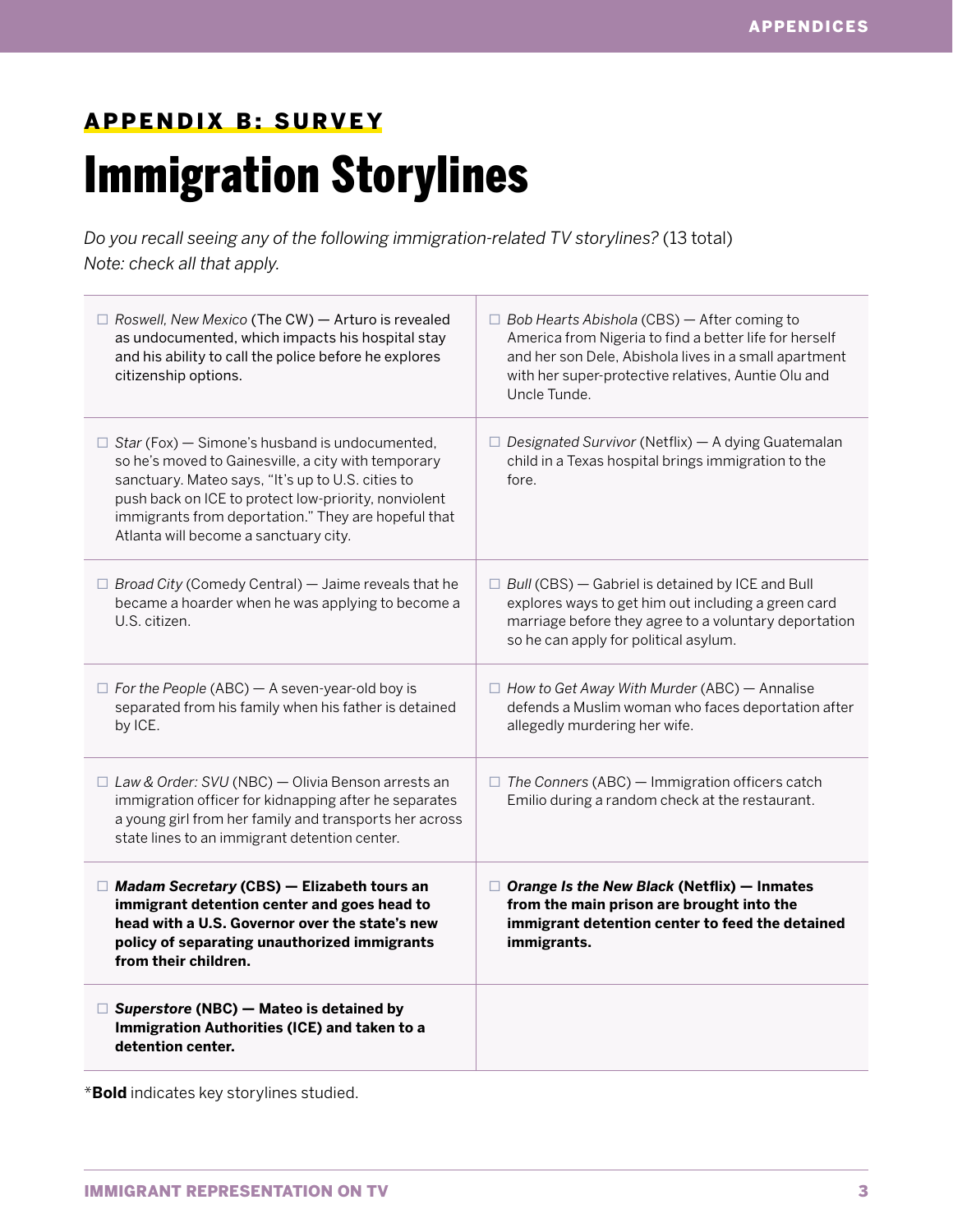## APPENDIX B: SURVEY

# Immigration Storylines

*Do you recall seeing any of the following immigration-related TV storylines?* (13 total)
*Note: check all that apply.*

| | |
|---|---|
| ☐ *Roswell, New Mexico* (The CW) — Arturo is revealed as undocumented, which impacts his hospital stay and his ability to call the police before he explores citizenship options. | ☐ *Bob Hearts Abishola* (CBS) — After coming to America from Nigeria to find a better life for herself and her son Dele, Abishola lives in a small apartment with her super-protective relatives, Auntie Olu and Uncle Tunde. |
| ☐ *Star* (Fox) — Simone's husband is undocumented, so he's moved to Gainesville, a city with temporary sanctuary. Mateo says, "It's up to U.S. cities to push back on ICE to protect low-priority, nonviolent immigrants from deportation." They are hopeful that Atlanta will become a sanctuary city. | ☐ *Designated Survivor* (Netflix) — A dying Guatemalan child in a Texas hospital brings immigration to the fore. |
| ☐ *Broad City* (Comedy Central) — Jaime reveals that he became a hoarder when he was applying to become a U.S. citizen. | ☐ *Bull* (CBS) — Gabriel is detained by ICE and Bull explores ways to get him out including a green card marriage before they agree to a voluntary deportation so he can apply for political asylum. |
| ☐ *For the People* (ABC) — A seven-year-old boy is separated from his family when his father is detained by ICE. | ☐ *How to Get Away With Murder* (ABC) — Annalise defends a Muslim woman who faces deportation after allegedly murdering her wife. |
| ☐ *Law & Order: SVU* (NBC) — Olivia Benson arrests an immigration officer for kidnapping after he separates a young girl from her family and transports her across state lines to an immigrant detention center. | ☐ *The Conners* (ABC) — Immigration officers catch Emilio during a random check at the restaurant. |
| ☐ ***Madam Secretary* (CBS) — Elizabeth tours an immigrant detention center and goes head to head with a U.S. Governor over the state's new policy of separating unauthorized immigrants from their children.** | ☐ ***Orange Is the New Black* (Netflix) — Inmates from the main prison are brought into the immigrant detention center to feed the detained immigrants.** |
| ☐ ***Superstore* (NBC) — Mateo is detained by Immigration Authorities (ICE) and taken to a detention center.** | |

\***Bold** indicates key storylines studied.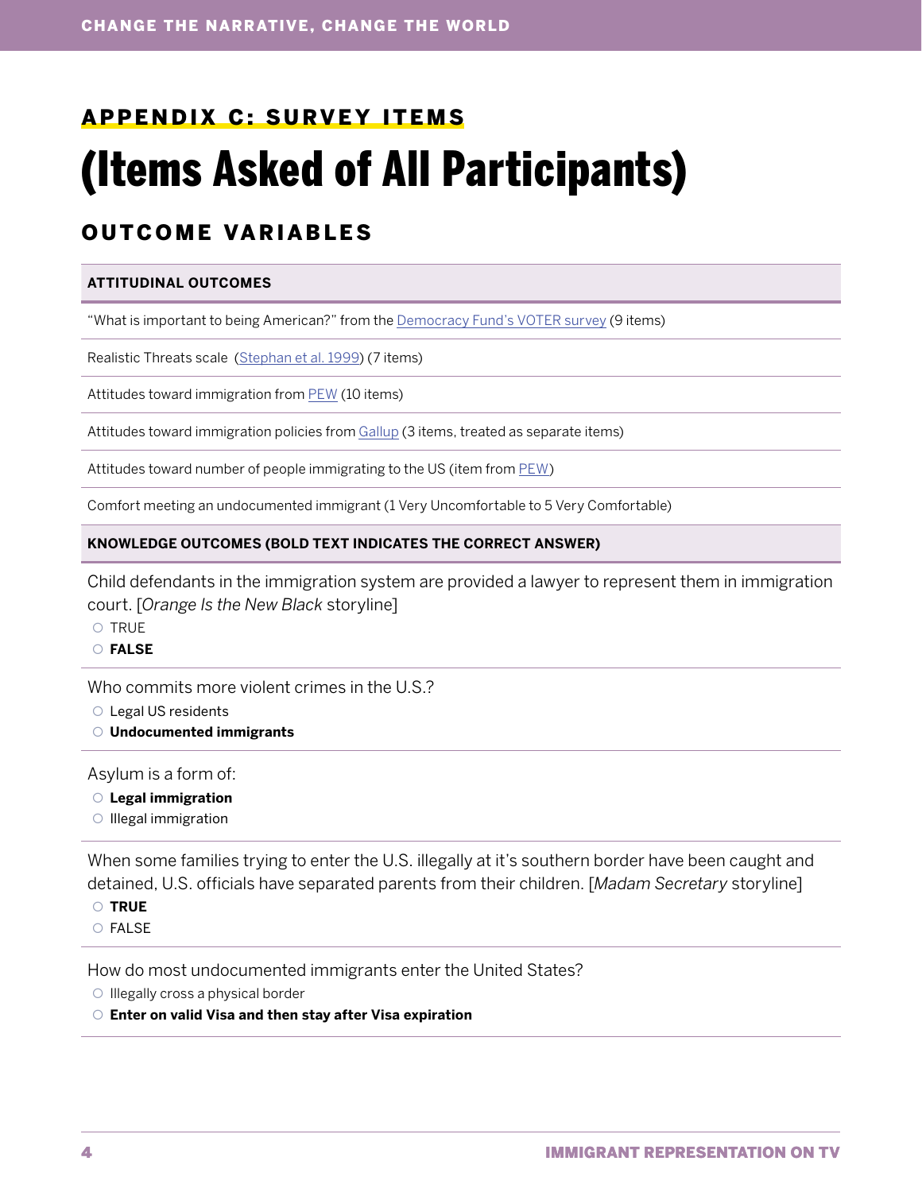## APPENDIX C: SURVEY ITEMS

# (Items Asked of All Participants)

## OUTCOME VARIABLES

| ATTITUDINAL OUTCOMES |
|---|
| "What is important to being American?" from the Democracy Fund's VOTER survey (9 items) |
| Realistic Threats scale (Stephan et al. 1999) (7 items) |
| Attitudes toward immigration from PEW (10 items) |
| Attitudes toward immigration policies from Gallup (3 items, treated as separate items) |
| Attitudes toward number of people immigrating to the US (item from PEW) |
| Comfort meeting an undocumented immigrant (1 Very Uncomfortable to 5 Very Comfortable) |

**KNOWLEDGE OUTCOMES (BOLD TEXT INDICATES THE CORRECT ANSWER)**

Child defendants in the immigration system are provided a lawyer to represent them in immigration court. [*Orange Is the New Black* storyline]

- TRUE
- **FALSE**

Who commits more violent crimes in the U.S.?

- Legal US residents
- **Undocumented immigrants**

Asylum is a form of:

- **Legal immigration**
- Illegal immigration

When some families trying to enter the U.S. illegally at it's southern border have been caught and detained, U.S. officials have separated parents from their children. [*Madam Secretary* storyline]

- **TRUE**
- FALSE

How do most undocumented immigrants enter the United States?

- Illegally cross a physical border
- **Enter on valid Visa and then stay after Visa expiration**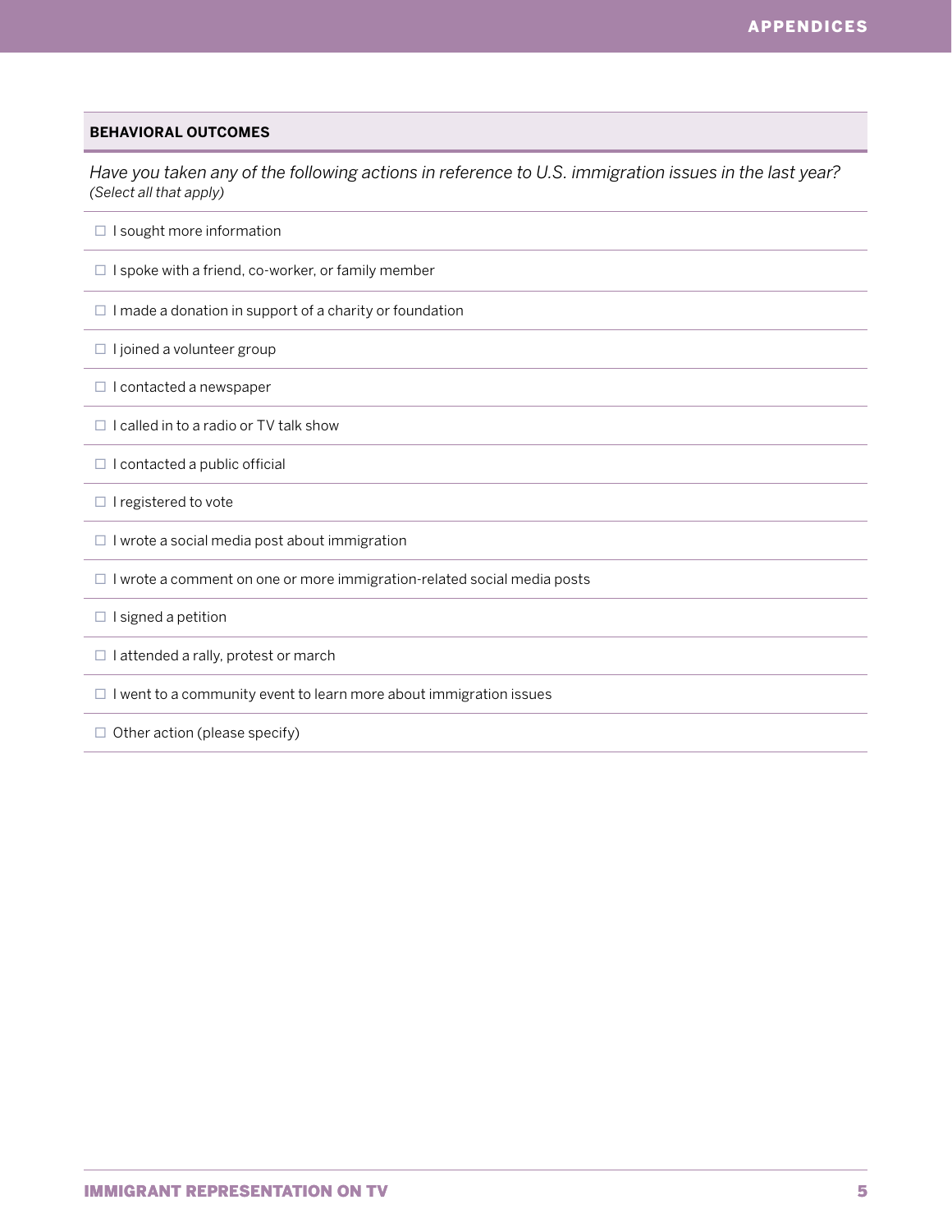## BEHAVIORAL OUTCOMES

*Have you taken any of the following actions in reference to U.S. immigration issues in the last year? (Select all that apply)*

- ☐ I sought more information
- ☐ I spoke with a friend, co-worker, or family member
- ☐ I made a donation in support of a charity or foundation
- ☐ I joined a volunteer group
- ☐ I contacted a newspaper
- ☐ I called in to a radio or TV talk show
- ☐ I contacted a public official
- ☐ I registered to vote
- ☐ I wrote a social media post about immigration
- ☐ I wrote a comment on one or more immigration-related social media posts
- ☐ I signed a petition
- ☐ I attended a rally, protest or march
- ☐ I went to a community event to learn more about immigration issues
- ☐ Other action (please specify)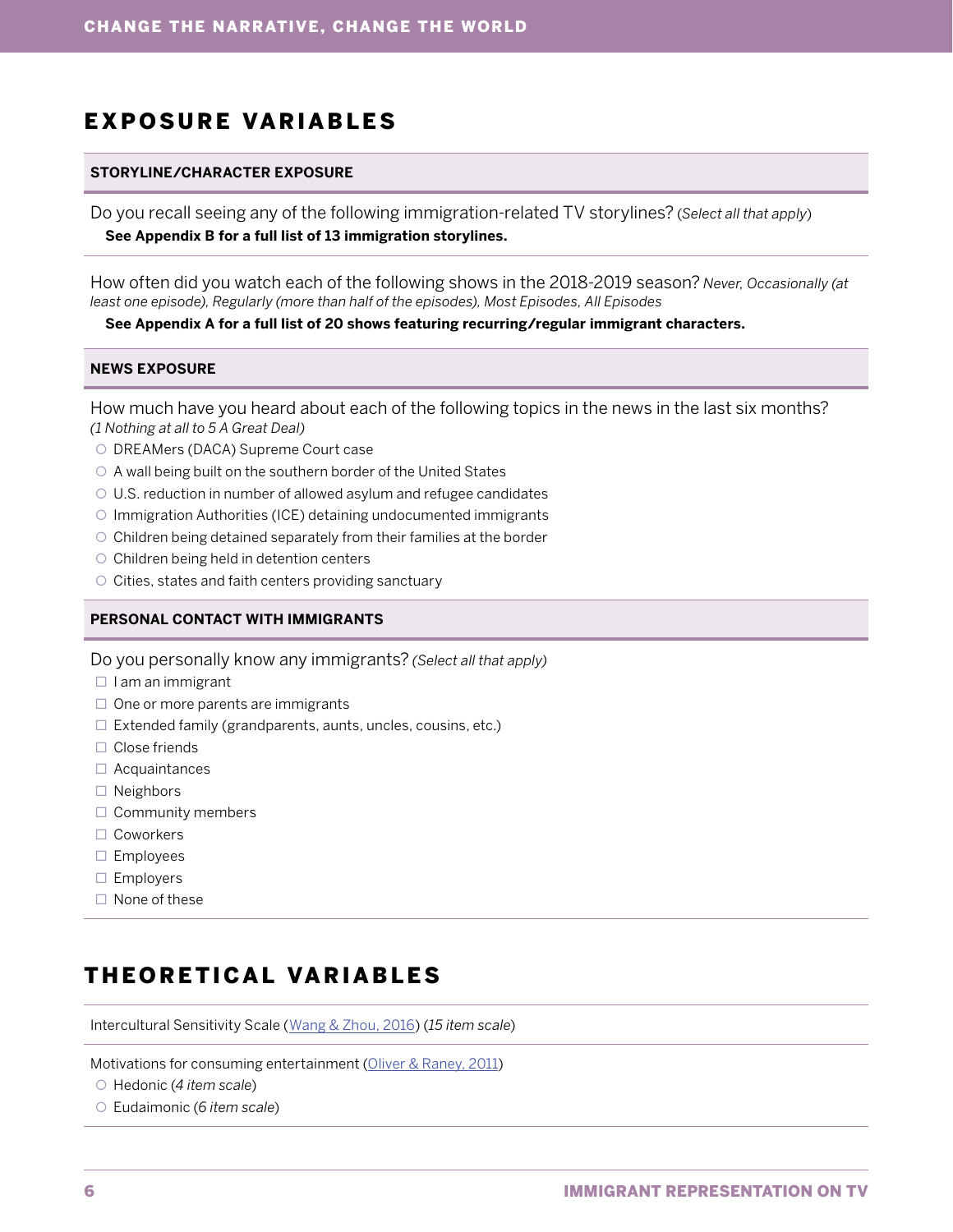## EXPOSURE VARIABLES

### STORYLINE/CHARACTER EXPOSURE

Do you recall seeing any of the following immigration-related TV storylines? (*Select all that apply*)

**See Appendix B for a full list of 13 immigration storylines.**

How often did you watch each of the following shows in the 2018-2019 season? *Never, Occasionally (at least one episode), Regularly (more than half of the episodes), Most Episodes, All Episodes*

**See Appendix A for a full list of 20 shows featuring recurring/regular immigrant characters.**

### NEWS EXPOSURE

How much have you heard about each of the following topics in the news in the last six months? *(1 Nothing at all to 5 A Great Deal)*

- DREAMers (DACA) Supreme Court case
- A wall being built on the southern border of the United States
- U.S. reduction in number of allowed asylum and refugee candidates
- Immigration Authorities (ICE) detaining undocumented immigrants
- Children being detained separately from their families at the border
- Children being held in detention centers
- Cities, states and faith centers providing sanctuary

### PERSONAL CONTACT WITH IMMIGRANTS

Do you personally know any immigrants? *(Select all that apply)*

- ☐ I am an immigrant
- ☐ One or more parents are immigrants
- ☐ Extended family (grandparents, aunts, uncles, cousins, etc.)
- ☐ Close friends
- ☐ Acquaintances
- ☐ Neighbors
- ☐ Community members
- ☐ Coworkers
- ☐ Employees
- ☐ Employers
- ☐ None of these

## THEORETICAL VARIABLES

Intercultural Sensitivity Scale (Wang & Zhou, 2016) (*15 item scale*)

Motivations for consuming entertainment (Oliver & Raney, 2011)

- Hedonic (*4 item scale*)
- Eudaimonic (*6 item scale*)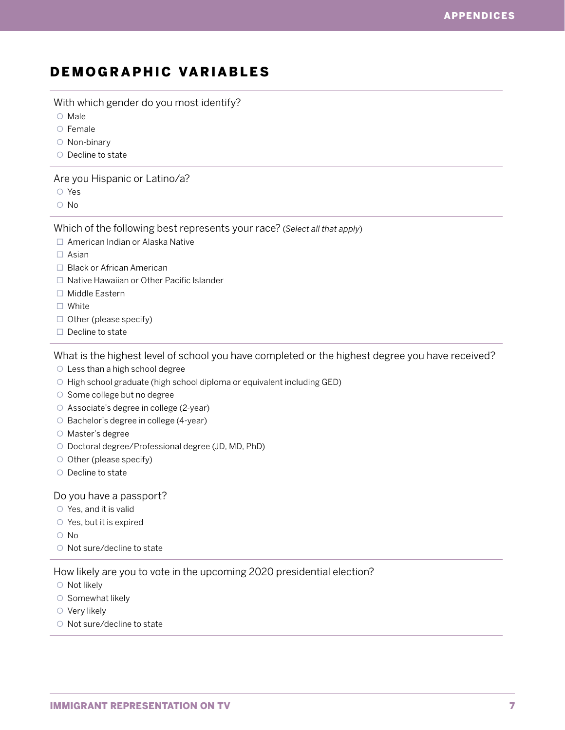## DEMOGRAPHIC VARIABLES

With which gender do you most identify?

- ○ Male
- ○ Female
- ○ Non-binary
- ○ Decline to state

Are you Hispanic or Latino/a?

- ○ Yes
- ○ No

Which of the following best represents your race? (*Select all that apply*)

- ☐ American Indian or Alaska Native
- ☐ Asian
- ☐ Black or African American
- ☐ Native Hawaiian or Other Pacific Islander
- ☐ Middle Eastern
- ☐ White
- ☐ Other (please specify)
- ☐ Decline to state

What is the highest level of school you have completed or the highest degree you have received?

- ○ Less than a high school degree
- ○ High school graduate (high school diploma or equivalent including GED)
- ○ Some college but no degree
- ○ Associate's degree in college (2-year)
- ○ Bachelor's degree in college (4-year)
- ○ Master's degree
- ○ Doctoral degree/Professional degree (JD, MD, PhD)
- ○ Other (please specify)
- ○ Decline to state

Do you have a passport?

- ○ Yes, and it is valid
- ○ Yes, but it is expired
- ○ No
- ○ Not sure/decline to state

How likely are you to vote in the upcoming 2020 presidential election?

- ○ Not likely
- ○ Somewhat likely
- ○ Very likely
- ○ Not sure/decline to state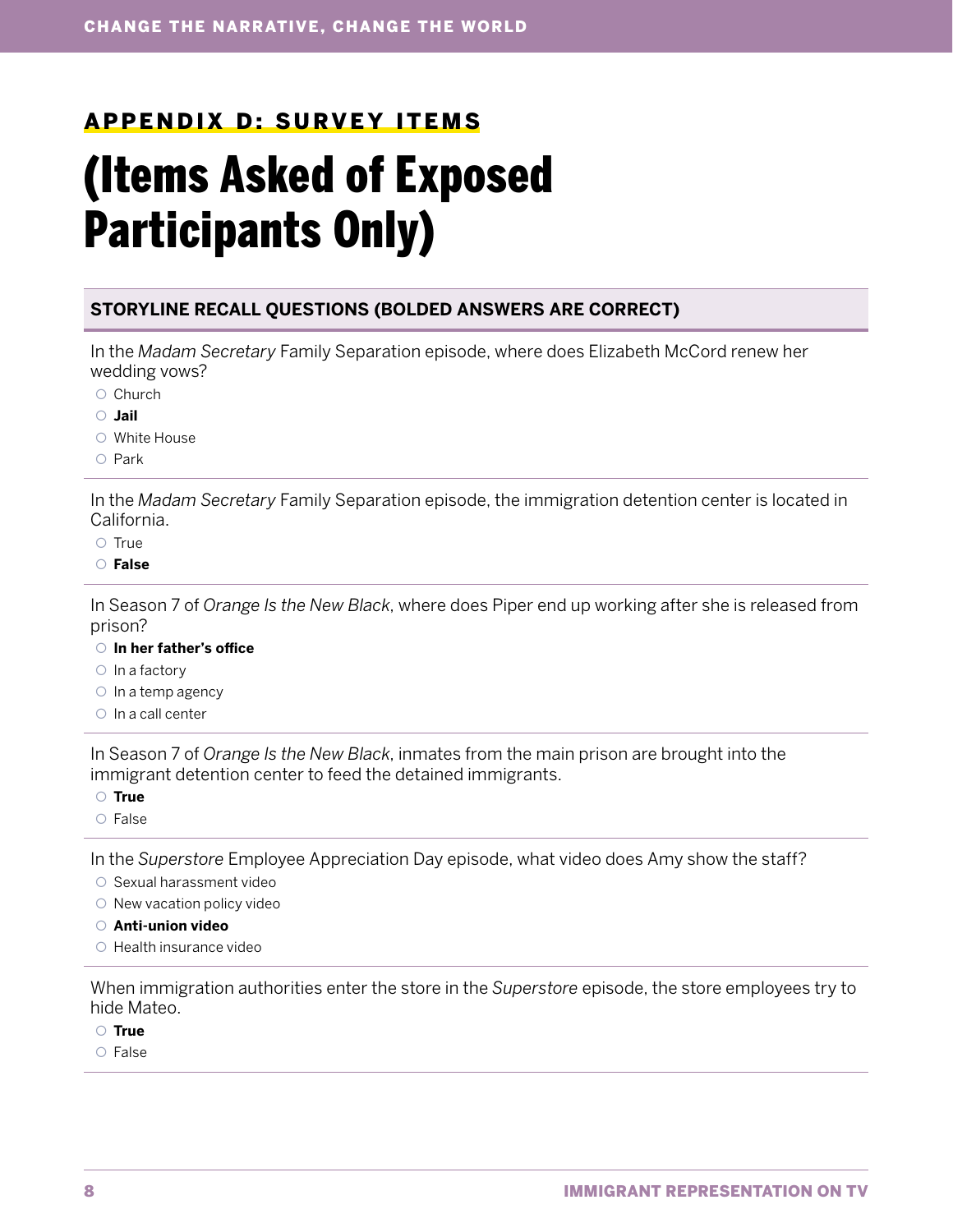## APPENDIX D: SURVEY ITEMS

# (Items Asked of Exposed Participants Only)

### STORYLINE RECALL QUESTIONS (BOLDED ANSWERS ARE CORRECT)

In the *Madam Secretary* Family Separation episode, where does Elizabeth McCord renew her wedding vows?

- Church
- **Jail**
- White House
- Park

In the *Madam Secretary* Family Separation episode, the immigration detention center is located in California.

- True
- **False**

In Season 7 of *Orange Is the New Black*, where does Piper end up working after she is released from prison?

- **In her father's office**
- In a factory
- In a temp agency
- In a call center

In Season 7 of *Orange Is the New Black*, inmates from the main prison are brought into the immigrant detention center to feed the detained immigrants.

- **True**
- False

In the *Superstore* Employee Appreciation Day episode, what video does Amy show the staff?

- Sexual harassment video
- New vacation policy video
- **Anti-union video**
- Health insurance video

When immigration authorities enter the store in the *Superstore* episode, the store employees try to hide Mateo.

- **True**
- False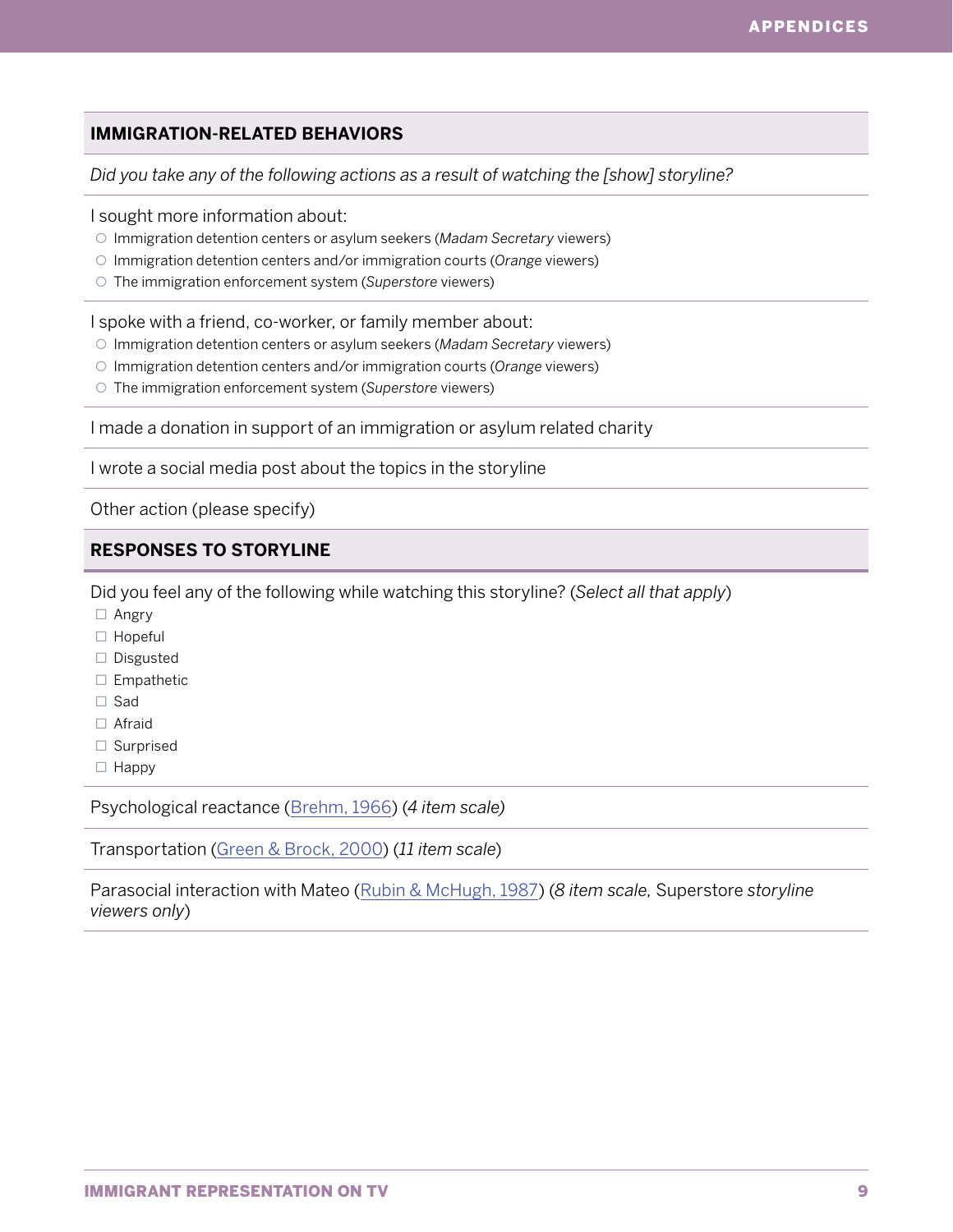## IMMIGRATION-RELATED BEHAVIORS

*Did you take any of the following actions as a result of watching the [show] storyline?*

I sought more information about:

- ○ Immigration detention centers or asylum seekers (*Madam Secretary* viewers)
- ○ Immigration detention centers and/or immigration courts (*Orange* viewers)
- ○ The immigration enforcement system (*Superstore* viewers)

I spoke with a friend, co-worker, or family member about:

- ○ Immigration detention centers or asylum seekers (*Madam Secretary* viewers)
- ○ Immigration detention centers and/or immigration courts (*Orange* viewers)
- ○ The immigration enforcement system (*Superstore* viewers)

I made a donation in support of an immigration or asylum related charity

I wrote a social media post about the topics in the storyline

Other action (please specify)

## RESPONSES TO STORYLINE

Did you feel any of the following while watching this storyline? (*Select all that apply*)

- ☐ Angry
- ☐ Hopeful
- ☐ Disgusted
- ☐ Empathetic
- ☐ Sad
- ☐ Afraid
- ☐ Surprised
- ☐ Happy

Psychological reactance (Brehm, 1966) (*4 item scale)*

Transportation (Green & Brock, 2000) (*11 item scale*)

Parasocial interaction with Mateo (Rubin & McHugh, 1987) (*8 item scale,* Superstore *storyline viewers only*)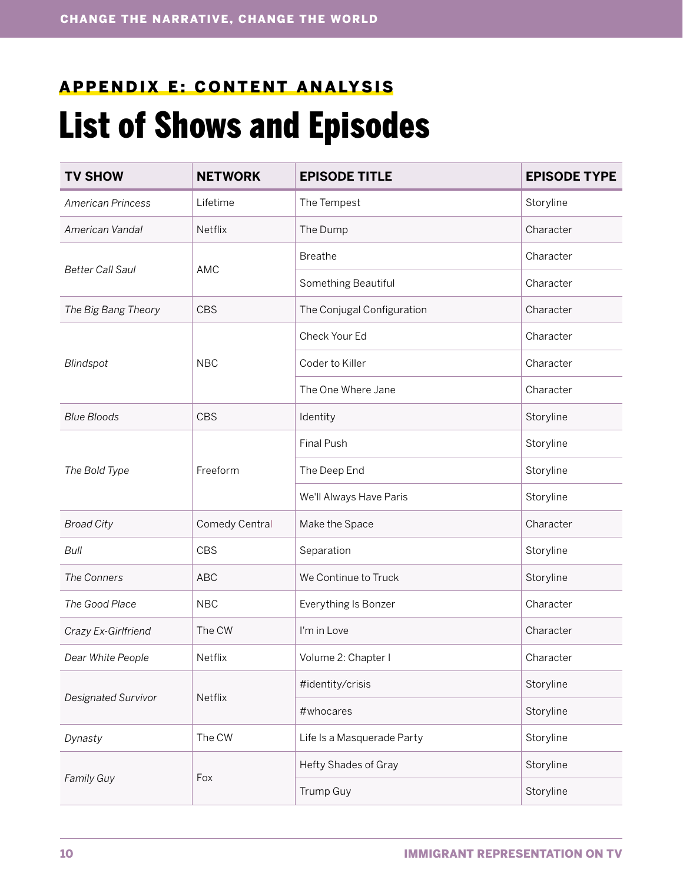## APPENDIX E: CONTENT ANALYSIS

# List of Shows and Episodes

| TV SHOW | NETWORK | EPISODE TITLE | EPISODE TYPE |
|---|---|---|---|
| *American Princess* | Lifetime | The Tempest | Storyline |
| *American Vandal* | Netflix | The Dump | Character |
| *Better Call Saul* | AMC | Breathe | Character |
| | | Something Beautiful | Character |
| *The Big Bang Theory* | CBS | The Conjugal Configuration | Character |
| *Blindspot* | NBC | Check Your Ed | Character |
| | | Coder to Killer | Character |
| | | The One Where Jane | Character |
| *Blue Bloods* | CBS | Identity | Storyline |
| *The Bold Type* | Freeform | Final Push | Storyline |
| | | The Deep End | Storyline |
| | | We'll Always Have Paris | Storyline |
| *Broad City* | Comedy Central | Make the Space | Character |
| *Bull* | CBS | Separation | Storyline |
| *The Conners* | ABC | We Continue to Truck | Storyline |
| *The Good Place* | NBC | Everything Is Bonzer | Character |
| *Crazy Ex-Girlfriend* | The CW | I'm in Love | Character |
| *Dear White People* | Netflix | Volume 2: Chapter I | Character |
| *Designated Survivor* | Netflix | #identity/crisis | Storyline |
| | | #whocares | Storyline |
| *Dynasty* | The CW | Life Is a Masquerade Party | Storyline |
| *Family Guy* | Fox | Hefty Shades of Gray | Storyline |
| | | Trump Guy | Storyline |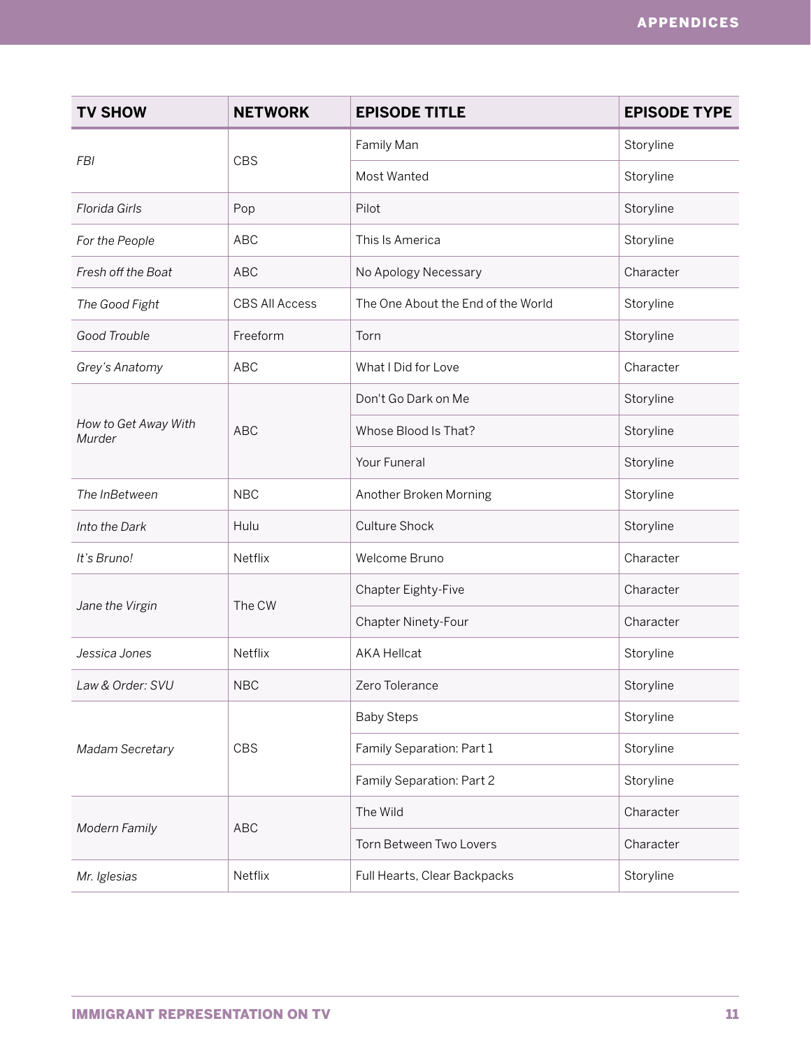| TV SHOW | NETWORK | EPISODE TITLE | EPISODE TYPE |
|---|---|---|---|
| *FBI* | CBS | Family Man | Storyline |
| | | Most Wanted | Storyline |
| *Florida Girls* | Pop | Pilot | Storyline |
| *For the People* | ABC | This Is America | Storyline |
| *Fresh off the Boat* | ABC | No Apology Necessary | Character |
| *The Good Fight* | CBS All Access | The One About the End of the World | Storyline |
| *Good Trouble* | Freeform | Torn | Storyline |
| *Grey's Anatomy* | ABC | What I Did for Love | Character |
| *How to Get Away With Murder* | ABC | Don't Go Dark on Me | Storyline |
| | | Whose Blood Is That? | Storyline |
| | | Your Funeral | Storyline |
| *The InBetween* | NBC | Another Broken Morning | Storyline |
| *Into the Dark* | Hulu | Culture Shock | Storyline |
| *It's Bruno!* | Netflix | Welcome Bruno | Character |
| *Jane the Virgin* | The CW | Chapter Eighty-Five | Character |
| | | Chapter Ninety-Four | Character |
| *Jessica Jones* | Netflix | AKA Hellcat | Storyline |
| *Law & Order: SVU* | NBC | Zero Tolerance | Storyline |
| *Madam Secretary* | CBS | Baby Steps | Storyline |
| | | Family Separation: Part 1 | Storyline |
| | | Family Separation: Part 2 | Storyline |
| *Modern Family* | ABC | The Wild | Character |
| | | Torn Between Two Lovers | Character |
| *Mr. Iglesias* | Netflix | Full Hearts, Clear Backpacks | Storyline |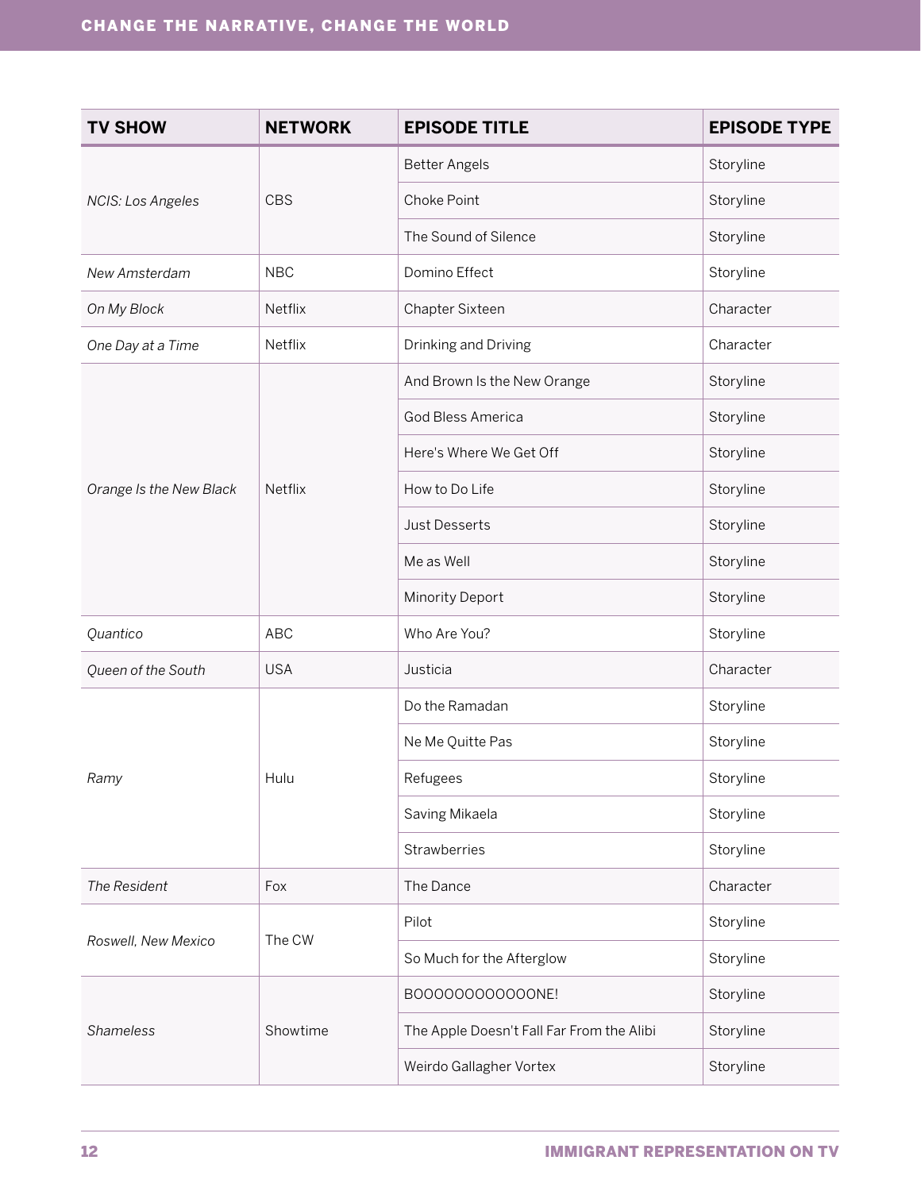| TV SHOW | NETWORK | EPISODE TITLE | EPISODE TYPE |
|---|---|---|---|
| *NCIS: Los Angeles* | CBS | Better Angels | Storyline |
| | | Choke Point | Storyline |
| | | The Sound of Silence | Storyline |
| *New Amsterdam* | NBC | Domino Effect | Storyline |
| *On My Block* | Netflix | Chapter Sixteen | Character |
| *One Day at a Time* | Netflix | Drinking and Driving | Character |
| *Orange Is the New Black* | Netflix | And Brown Is the New Orange | Storyline |
| | | God Bless America | Storyline |
| | | Here's Where We Get Off | Storyline |
| | | How to Do Life | Storyline |
| | | Just Desserts | Storyline |
| | | Me as Well | Storyline |
| | | Minority Deport | Storyline |
| *Quantico* | ABC | Who Are You? | Storyline |
| *Queen of the South* | USA | Justicia | Character |
| *Ramy* | Hulu | Do the Ramadan | Storyline |
| | | Ne Me Quitte Pas | Storyline |
| | | Refugees | Storyline |
| | | Saving Mikaela | Storyline |
| | | Strawberries | Storyline |
| *The Resident* | Fox | The Dance | Character |
| *Roswell, New Mexico* | The CW | Pilot | Storyline |
| | | So Much for the Afterglow | Storyline |
| *Shameless* | Showtime | BOOOOOOOOOOOONE! | Storyline |
| | | The Apple Doesn't Fall Far From the Alibi | Storyline |
| | | Weirdo Gallagher Vortex | Storyline |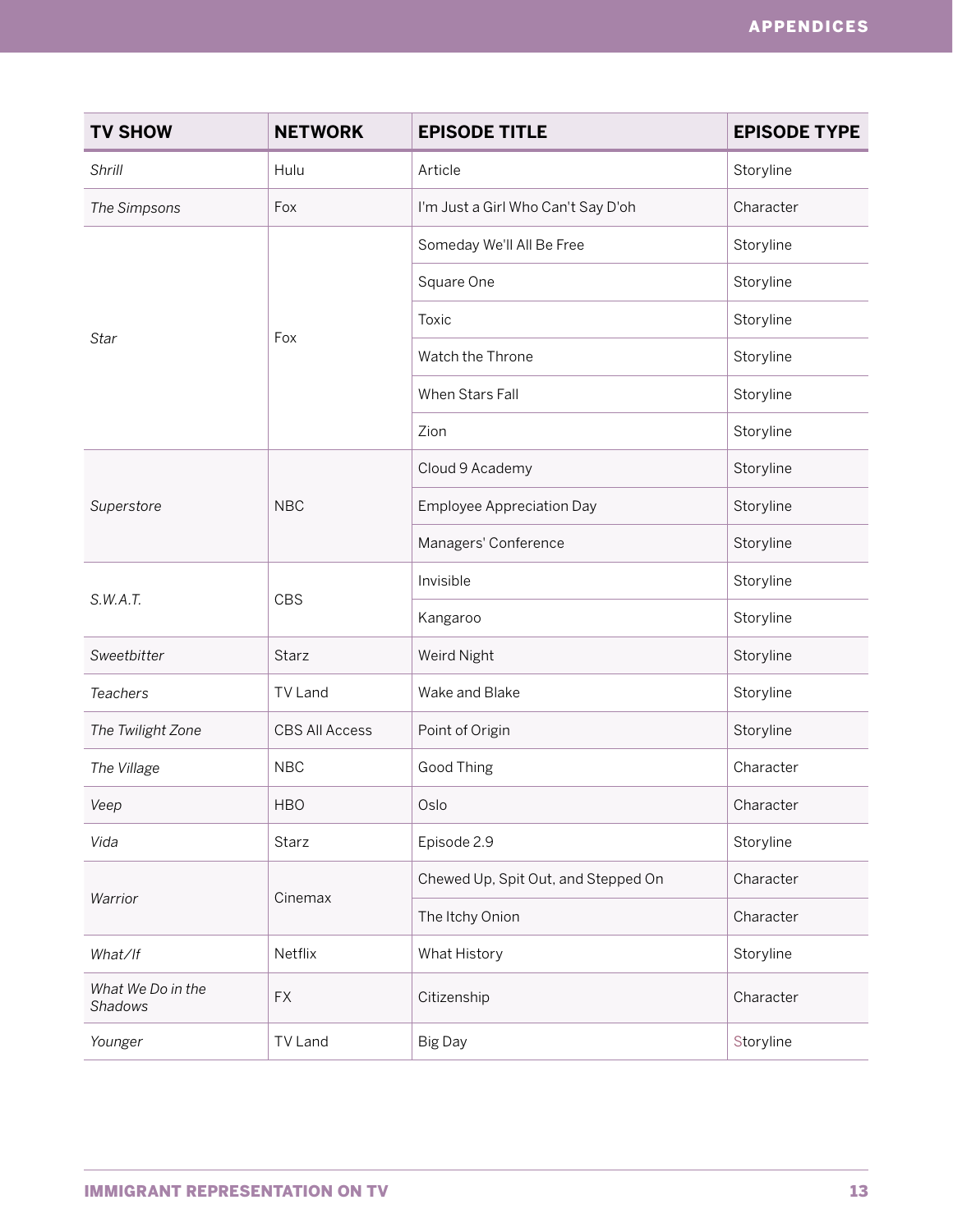| TV SHOW | NETWORK | EPISODE TITLE | EPISODE TYPE |
|---|---|---|---|
| *Shrill* | Hulu | Article | Storyline |
| *The Simpsons* | Fox | I'm Just a Girl Who Can't Say D'oh | Character |
| *Star* | Fox | Someday We'll All Be Free | Storyline |
| | | Square One | Storyline |
| | | Toxic | Storyline |
| | | Watch the Throne | Storyline |
| | | When Stars Fall | Storyline |
| | | Zion | Storyline |
| *Superstore* | NBC | Cloud 9 Academy | Storyline |
| | | Employee Appreciation Day | Storyline |
| | | Managers' Conference | Storyline |
| *S.W.A.T.* | CBS | Invisible | Storyline |
| | | Kangaroo | Storyline |
| *Sweetbitter* | Starz | Weird Night | Storyline |
| *Teachers* | TV Land | Wake and Blake | Storyline |
| *The Twilight Zone* | CBS All Access | Point of Origin | Storyline |
| *The Village* | NBC | Good Thing | Character |
| *Veep* | HBO | Oslo | Character |
| *Vida* | Starz | Episode 2.9 | Storyline |
| *Warrior* | Cinemax | Chewed Up, Spit Out, and Stepped On | Character |
| | | The Itchy Onion | Character |
| *What/If* | Netflix | What History | Storyline |
| *What We Do in the Shadows* | FX | Citizenship | Character |
| *Younger* | TV Land | Big Day | Storyline |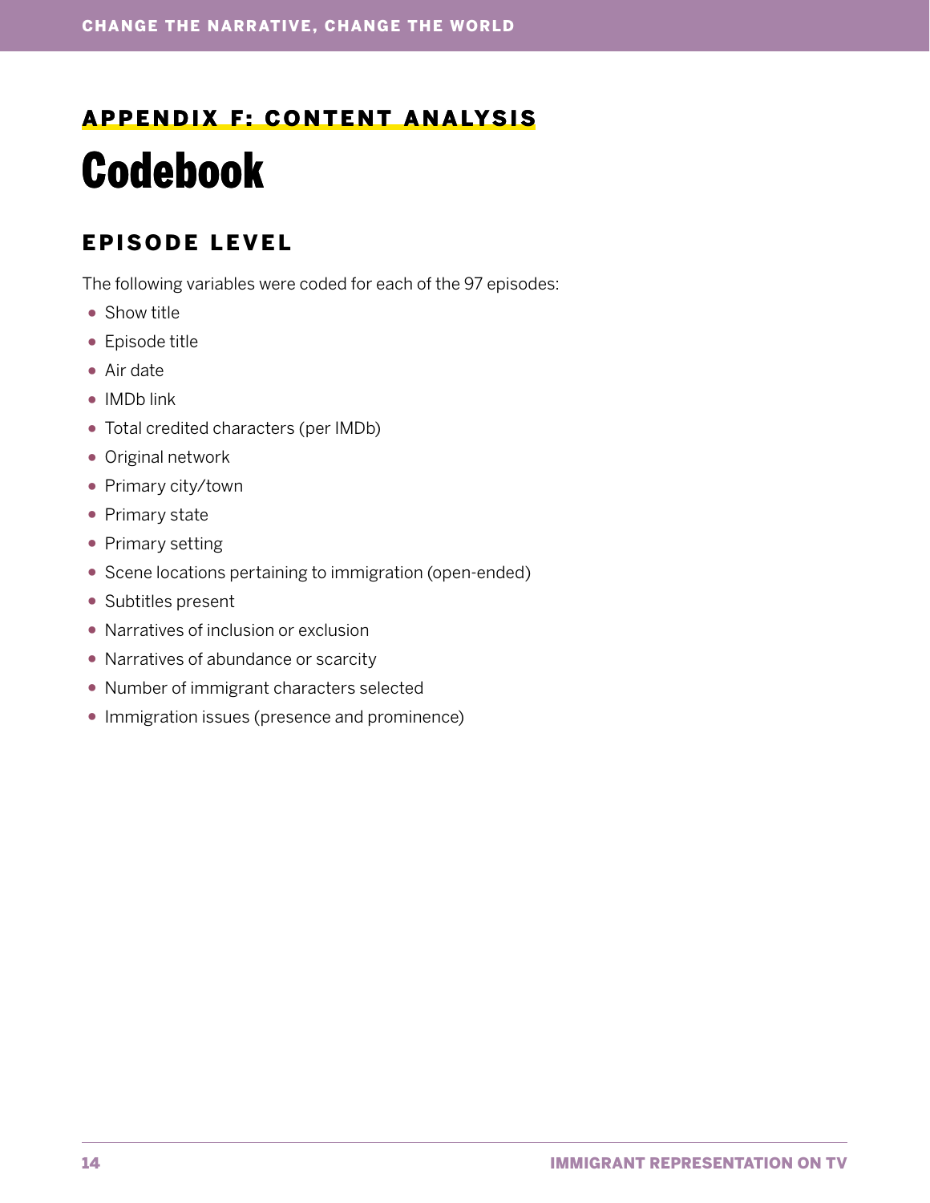## APPENDIX F: CONTENT ANALYSIS

# Codebook

### EPISODE LEVEL

The following variables were coded for each of the 97 episodes:

- Show title
- Episode title
- Air date
- IMDb link
- Total credited characters (per IMDb)
- Original network
- Primary city/town
- Primary state
- Primary setting
- Scene locations pertaining to immigration (open-ended)
- Subtitles present
- Narratives of inclusion or exclusion
- Narratives of abundance or scarcity
- Number of immigrant characters selected
- Immigration issues (presence and prominence)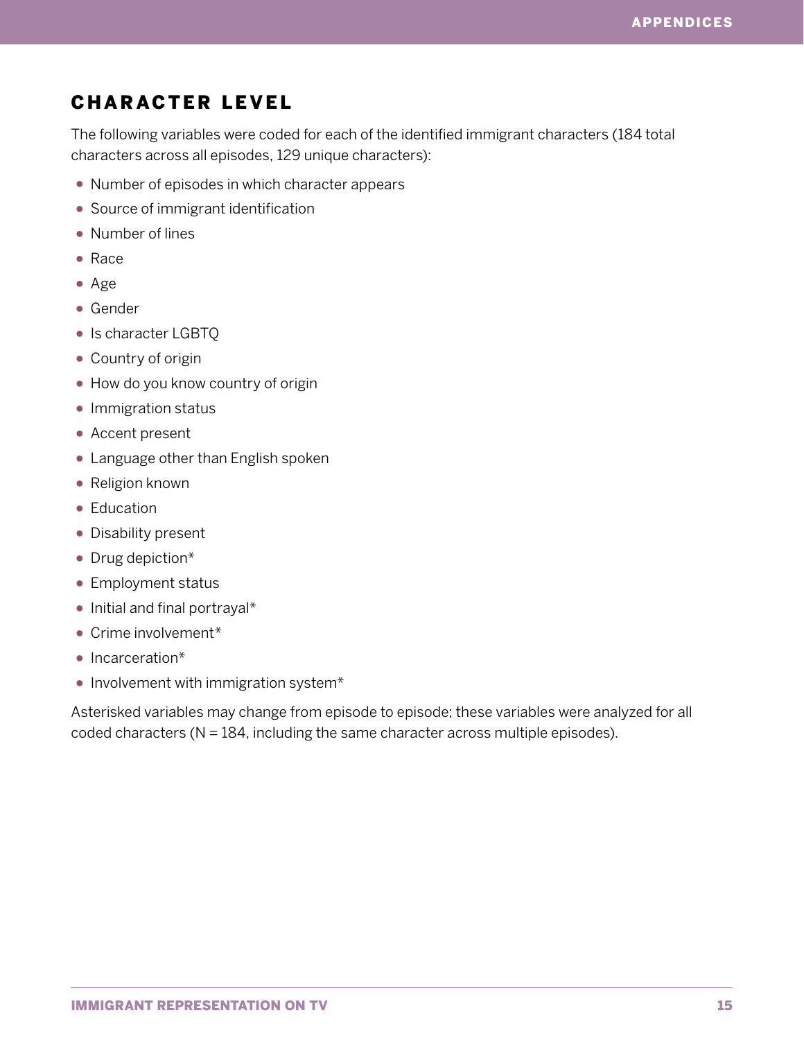## CHARACTER LEVEL

The following variables were coded for each of the identified immigrant characters (184 total characters across all episodes, 129 unique characters):

- Number of episodes in which character appears
- Source of immigrant identification
- Number of lines
- Race
- Age
- Gender
- Is character LGBTQ
- Country of origin
- How do you know country of origin
- Immigration status
- Accent present
- Language other than English spoken
- Religion known
- Education
- Disability present
- Drug depiction*
- Employment status
- Initial and final portrayal*
- Crime involvement*
- Incarceration*
- Involvement with immigration system*

Asterisked variables may change from episode to episode; these variables were analyzed for all coded characters (N = 184, including the same character across multiple episodes).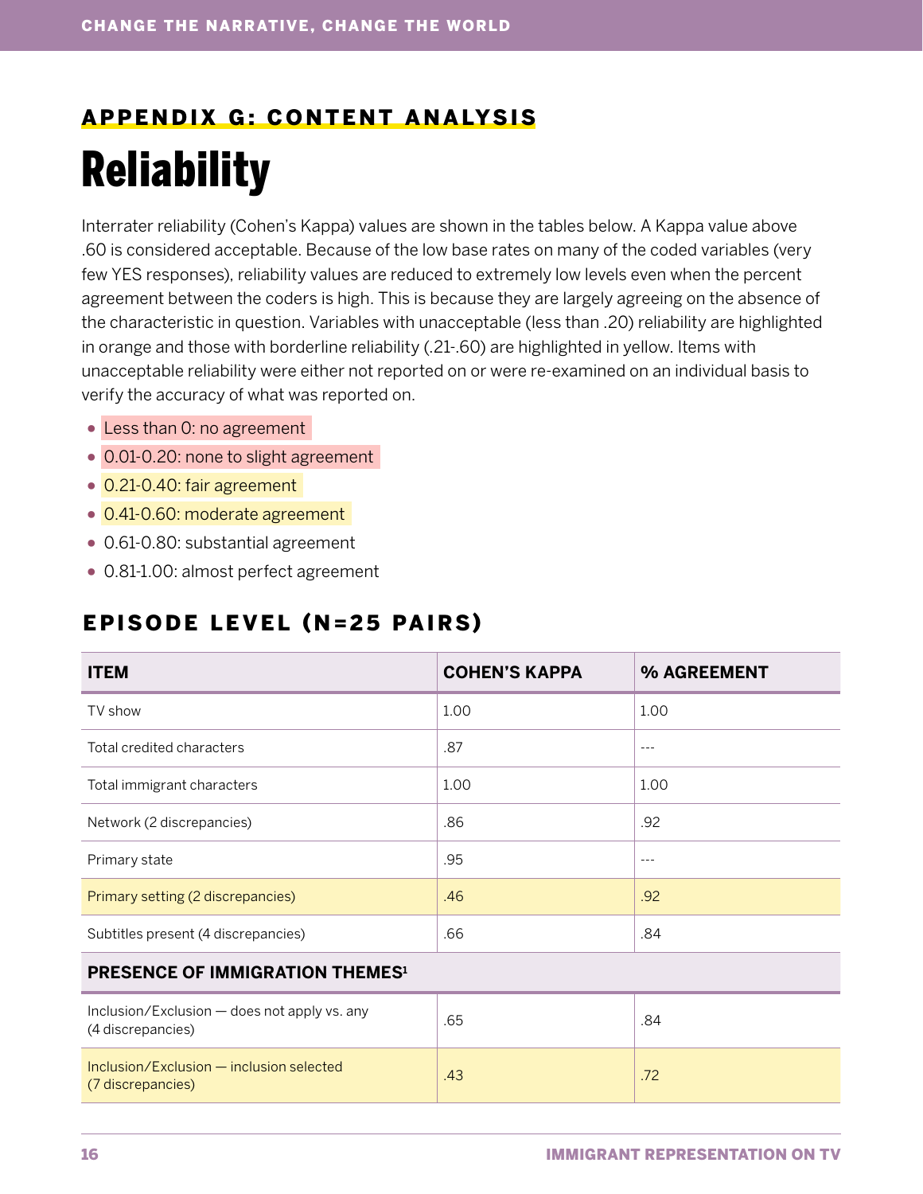## APPENDIX G: CONTENT ANALYSIS

# Reliability

Interrater reliability (Cohen's Kappa) values are shown in the tables below. A Kappa value above .60 is considered acceptable. Because of the low base rates on many of the coded variables (very few YES responses), reliability values are reduced to extremely low levels even when the percent agreement between the coders is high. This is because they are largely agreeing on the absence of the characteristic in question. Variables with unacceptable (less than .20) reliability are highlighted in orange and those with borderline reliability (.21-.60) are highlighted in yellow. Items with unacceptable reliability were either not reported on or were re-examined on an individual basis to verify the accuracy of what was reported on.

- Less than 0: no agreement
- 0.01-0.20: none to slight agreement
- 0.21-0.40: fair agreement
- 0.41-0.60: moderate agreement
- 0.61-0.80: substantial agreement
- 0.81-1.00: almost perfect agreement

### EPISODE LEVEL (N=25 PAIRS)

| ITEM | COHEN'S KAPPA | % AGREEMENT |
|---|---|---|
| TV show | 1.00 | 1.00 |
| Total credited characters | .87 | --- |
| Total immigrant characters | 1.00 | 1.00 |
| Network (2 discrepancies) | .86 | .92 |
| Primary state | .95 | --- |
| Primary setting (2 discrepancies) | .46 | .92 |
| Subtitles present (4 discrepancies) | .66 | .84 |
| **PRESENCE OF IMMIGRATION THEMES[1]** | | |
| Inclusion/Exclusion — does not apply vs. any (4 discrepancies) | .65 | .84 |
| Inclusion/Exclusion — inclusion selected (7 discrepancies) | .43 | .72 |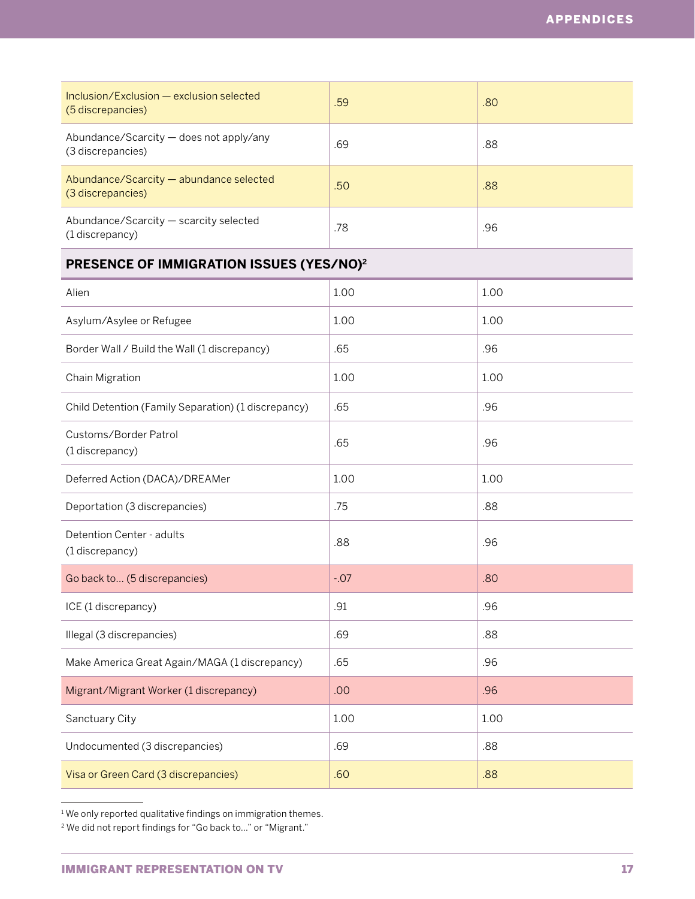| | | |
|---|---|---|
| Inclusion/Exclusion — exclusion selected (5 discrepancies) | .59 | .80 |
| Abundance/Scarcity — does not apply/any (3 discrepancies) | .69 | .88 |
| Abundance/Scarcity — abundance selected (3 discrepancies) | .50 | .88 |
| Abundance/Scarcity — scarcity selected (1 discrepancy) | .78 | .96 |
| **PRESENCE OF IMMIGRATION ISSUES (YES/NO)[2]** | | |
| Alien | 1.00 | 1.00 |
| Asylum/Asylee or Refugee | 1.00 | 1.00 |
| Border Wall / Build the Wall (1 discrepancy) | .65 | .96 |
| Chain Migration | 1.00 | 1.00 |
| Child Detention (Family Separation) (1 discrepancy) | .65 | .96 |
| Customs/Border Patrol (1 discrepancy) | .65 | .96 |
| Deferred Action (DACA)/DREAMer | 1.00 | 1.00 |
| Deportation (3 discrepancies) | .75 | .88 |
| Detention Center - adults (1 discrepancy) | .88 | .96 |
| Go back to... (5 discrepancies) | -.07 | .80 |
| ICE (1 discrepancy) | .91 | .96 |
| Illegal (3 discrepancies) | .69 | .88 |
| Make America Great Again/MAGA (1 discrepancy) | .65 | .96 |
| Migrant/Migrant Worker (1 discrepancy) | .00 | .96 |
| Sanctuary City | 1.00 | 1.00 |
| Undocumented (3 discrepancies) | .69 | .88 |
| Visa or Green Card (3 discrepancies) | .60 | .88 |

[1] We only reported qualitative findings on immigration themes.

[2] We did not report findings for "Go back to..." or "Migrant."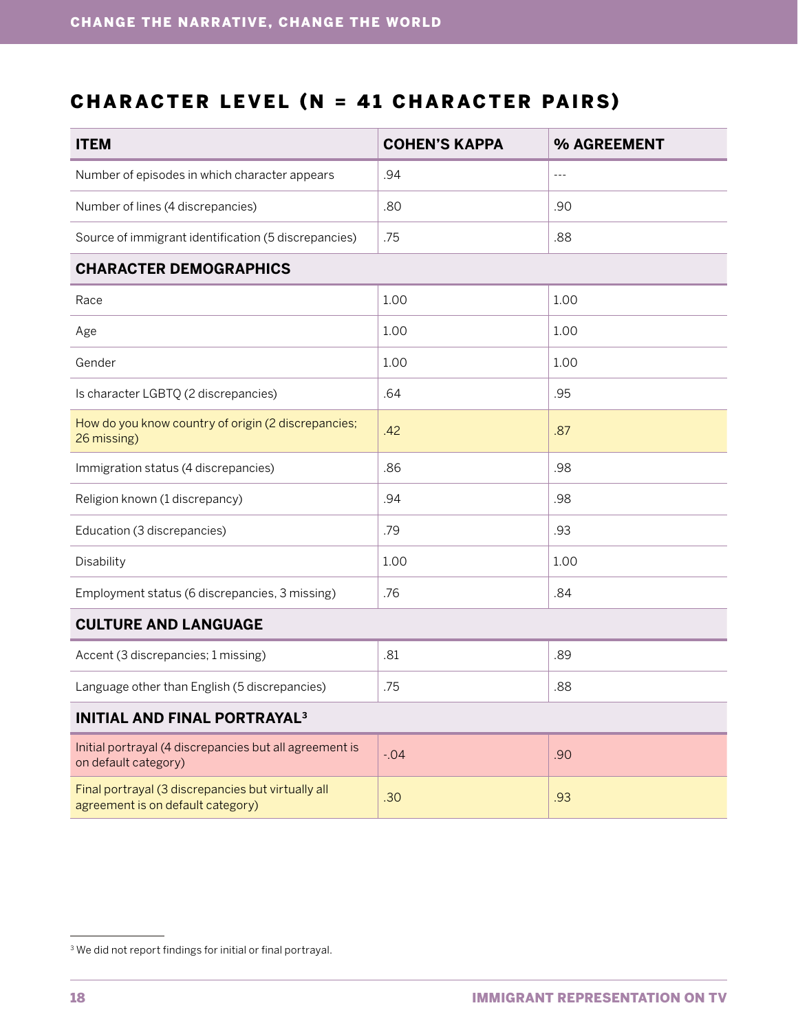## CHARACTER LEVEL (N = 41 CHARACTER PAIRS)

| ITEM | COHEN'S KAPPA | % AGREEMENT |
|---|---|---|
| Number of episodes in which character appears | .94 | --- |
| Number of lines (4 discrepancies) | .80 | .90 |
| Source of immigrant identification (5 discrepancies) | .75 | .88 |
| **CHARACTER DEMOGRAPHICS** | | |
| Race | 1.00 | 1.00 |
| Age | 1.00 | 1.00 |
| Gender | 1.00 | 1.00 |
| Is character LGBTQ (2 discrepancies) | .64 | .95 |
| How do you know country of origin (2 discrepancies; 26 missing) | .42 | .87 |
| Immigration status (4 discrepancies) | .86 | .98 |
| Religion known (1 discrepancy) | .94 | .98 |
| Education (3 discrepancies) | .79 | .93 |
| Disability | 1.00 | 1.00 |
| Employment status (6 discrepancies, 3 missing) | .76 | .84 |
| **CULTURE AND LANGUAGE** | | |
| Accent (3 discrepancies; 1 missing) | .81 | .89 |
| Language other than English (5 discrepancies) | .75 | .88 |
| **INITIAL AND FINAL PORTRAYAL[3]** | | |
| Initial portrayal (4 discrepancies but all agreement is on default category) | -.04 | .90 |
| Final portrayal (3 discrepancies but virtually all agreement is on default category) | .30 | .93 |

[3] We did not report findings for initial or final portrayal.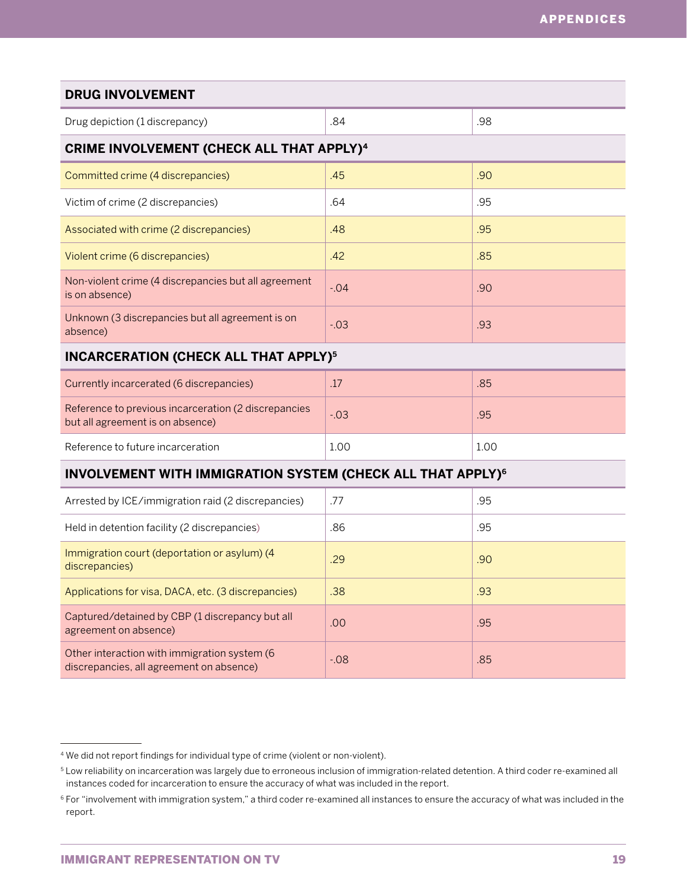| | | |
|---|---|---|
| **DRUG INVOLVEMENT** | | |
| Drug depiction (1 discrepancy) | .84 | .98 |
| **CRIME INVOLVEMENT (CHECK ALL THAT APPLY)[4]** | | |
| Committed crime (4 discrepancies) | .45 | .90 |
| Victim of crime (2 discrepancies) | .64 | .95 |
| Associated with crime (2 discrepancies) | .48 | .95 |
| Violent crime (6 discrepancies) | .42 | .85 |
| Non-violent crime (4 discrepancies but all agreement is on absence) | -.04 | .90 |
| Unknown (3 discrepancies but all agreement is on absence) | -.03 | .93 |
| **INCARCERATION (CHECK ALL THAT APPLY)[5]** | | |
| Currently incarcerated (6 discrepancies) | .17 | .85 |
| Reference to previous incarceration (2 discrepancies but all agreement is on absence) | -.03 | .95 |
| Reference to future incarceration | 1.00 | 1.00 |
| **INVOLVEMENT WITH IMMIGRATION SYSTEM (CHECK ALL THAT APPLY)[6]** | | |
| Arrested by ICE/immigration raid (2 discrepancies) | .77 | .95 |
| Held in detention facility (2 discrepancies) | .86 | .95 |
| Immigration court (deportation or asylum) (4 discrepancies) | .29 | .90 |
| Applications for visa, DACA, etc. (3 discrepancies) | .38 | .93 |
| Captured/detained by CBP (1 discrepancy but all agreement on absence) | .00 | .95 |
| Other interaction with immigration system (6 discrepancies, all agreement on absence) | -.08 | .85 |

[4] We did not report findings for individual type of crime (violent or non-violent).

[5] Low reliability on incarceration was largely due to erroneous inclusion of immigration-related detention. A third coder re-examined all instances coded for incarceration to ensure the accuracy of what was included in the report.

[6] For "involvement with immigration system," a third coder re-examined all instances to ensure the accuracy of what was included in the report.